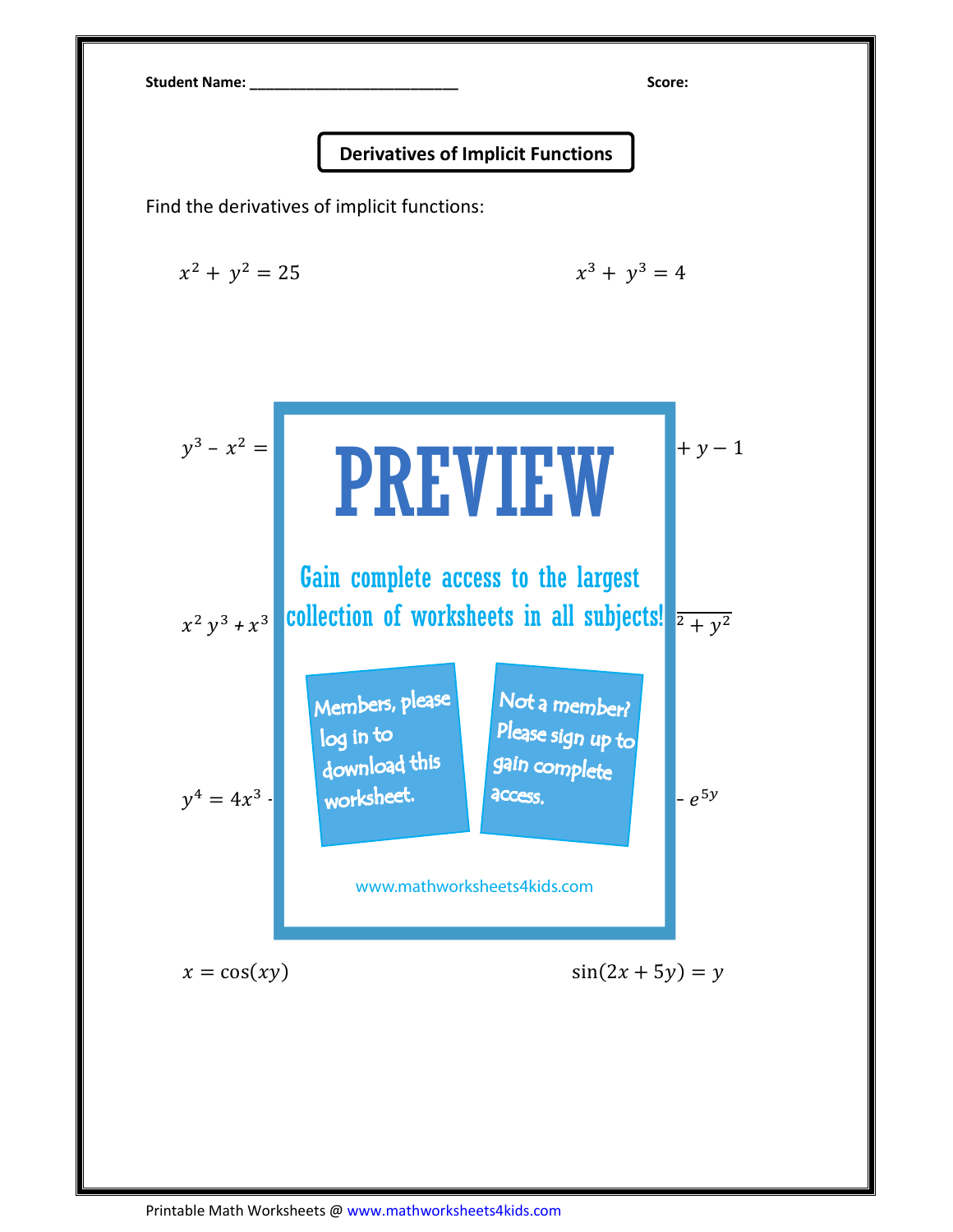Student Name: ___________________________ Score:

## Derivatives of Implicit Functions

Find the derivatives of implicit functions:

$x^2 + y^2 = 25$

$x^3 + y^3 = 4$

$y^3 - x^2 =$

$+ y - 1$

$x^2\, y^3 + x^3$

$^2 + y^2}$

$y^4 = 4x^3$

$- e^{5y}$

PREVIEW

Gain complete access to the largest collection of worksheets in all subjects!

Members, please log in to download this worksheet.

Not a member? Please sign up to gain complete access.

www.mathworksheets4kids.com

$x = \cos(xy)$

$\sin(2x + 5y) = y$

Printable Math Worksheets @ www.mathworksheets4kids.com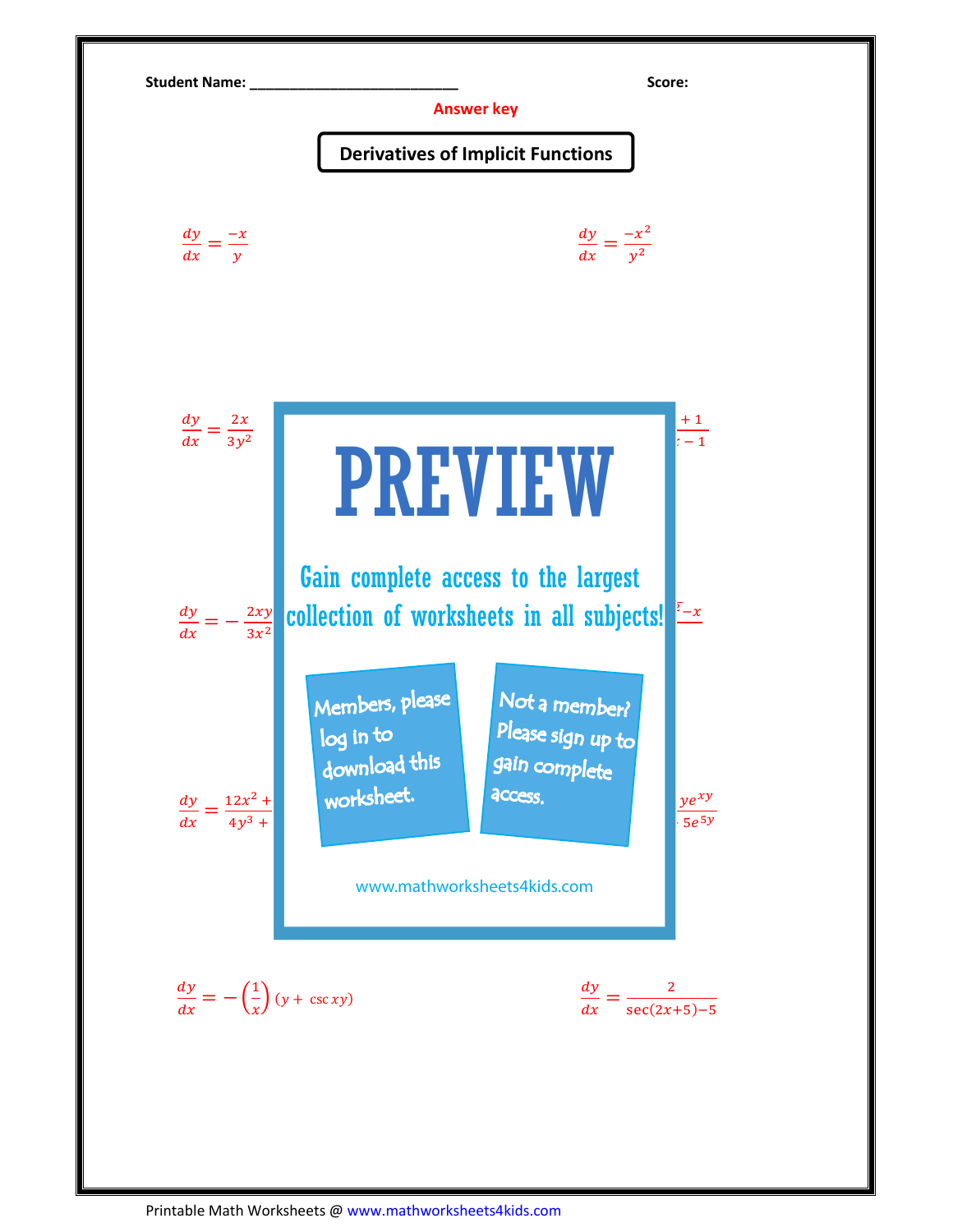Student Name: ___________________________ Score:

**Answer key**

## Derivatives of Implicit Functions

$\frac{dy}{dx} = \frac{-x}{y}$

$\frac{dy}{dx} = \frac{-x^2}{y^2}$

$\frac{dy}{dx} = \frac{2x}{3y^2}$

$\frac{dy}{dx} = -\frac{2xy}{3x^2}$

$\frac{dy}{dx} = \frac{12x^2 +}{4y^3 +}$

PREVIEW

Gain complete access to the largest collection of worksheets in all subjects!

Members, please log in to download this worksheet.

Not a member? Please sign up to gain complete access.

www.mathworksheets4kids.com

$\frac{dy}{dx} = -\left(\frac{1}{x}\right)(y + \csc xy)$

$\frac{dy}{dx} = \frac{2}{\sec(2x+5)-5}$

Printable Math Worksheets @ www.mathworksheets4kids.com